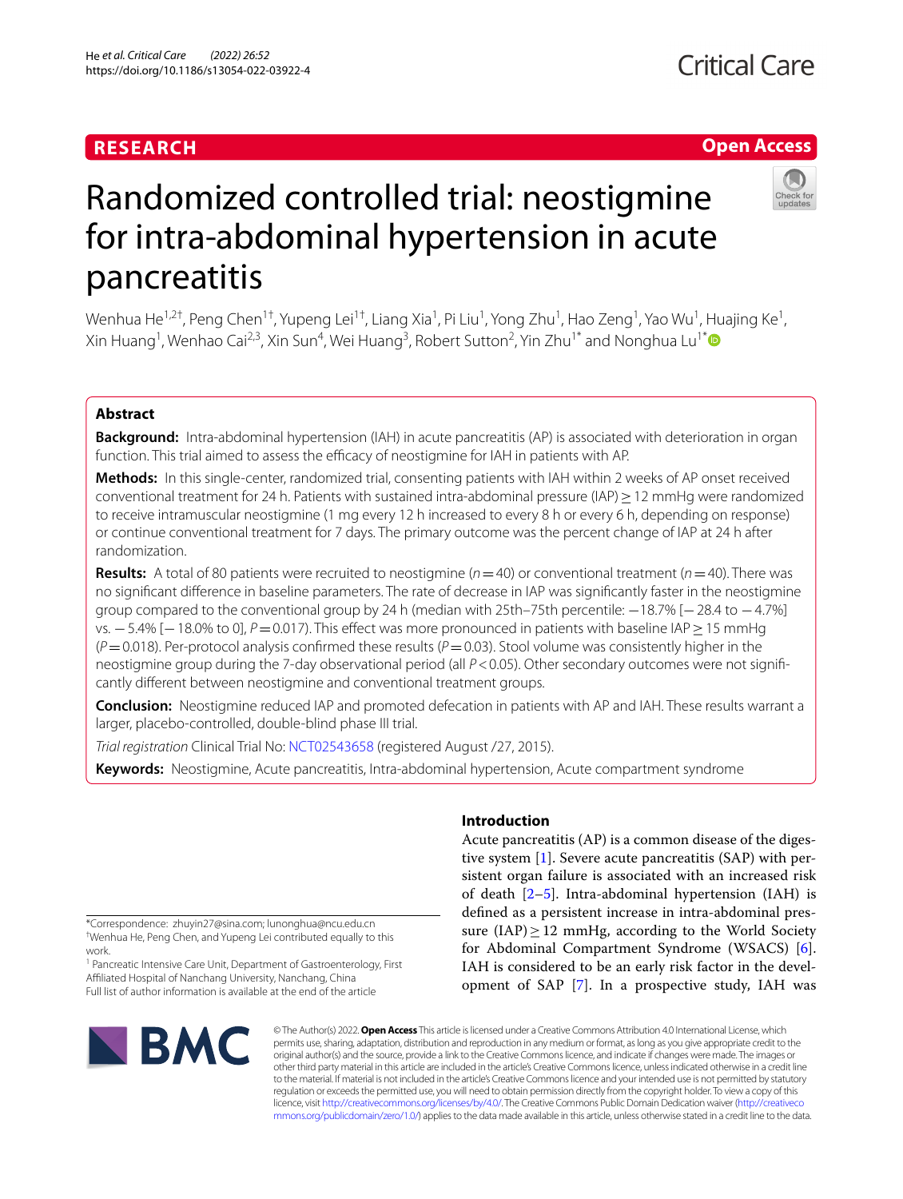RESEARCH

Open Access

# Randomized controlled trial: neostigmine for intra-abdominal hypertension in acute pancreatitis

Wenhua He[1,2†], Peng Chen[1†], Yupeng Lei[1†], Liang Xia[1], Pi Liu[1], Yong Zhu[1], Hao Zeng[1], Yao Wu[1], Huajing Ke[1], Xin Huang[1], Wenhao Cai[2,3], Xin Sun[4], Wei Huang[3], Robert Sutton[2], Yin Zhu[1*] and Nonghua Lu[1*]

## Abstract

**Background:** Intra-abdominal hypertension (IAH) in acute pancreatitis (AP) is associated with deterioration in organ function. This trial aimed to assess the efficacy of neostigmine for IAH in patients with AP.

**Methods:** In this single-center, randomized trial, consenting patients with IAH within 2 weeks of AP onset received conventional treatment for 24 h. Patients with sustained intra-abdominal pressure (IAP) ≥ 12 mmHg were randomized to receive intramuscular neostigmine (1 mg every 12 h increased to every 8 h or every 6 h, depending on response) or continue conventional treatment for 7 days. The primary outcome was the percent change of IAP at 24 h after randomization.

**Results:** A total of 80 patients were recruited to neostigmine ($n = 40$) or conventional treatment ($n = 40$). There was no significant difference in baseline parameters. The rate of decrease in IAP was significantly faster in the neostigmine group compared to the conventional group by 24 h (median with 25th–75th percentile: −18.7% [−28.4 to −4.7%] vs. −5.4% [−18.0% to 0], $P = 0.017$). This effect was more pronounced in patients with baseline IAP ≥ 15 mmHg ($P = 0.018$). Per-protocol analysis confirmed these results ($P = 0.03$). Stool volume was consistently higher in the neostigmine group during the 7-day observational period (all $P < 0.05$). Other secondary outcomes were not significantly different between neostigmine and conventional treatment groups.

**Conclusion:** Neostigmine reduced IAP and promoted defecation in patients with AP and IAH. These results warrant a larger, placebo-controlled, double-blind phase III trial.

*Trial registration* Clinical Trial No: NCT02543658 (registered August /27, 2015).

**Keywords:** Neostigmine, Acute pancreatitis, Intra-abdominal hypertension, Acute compartment syndrome

*Correspondence: zhuyin27@sina.com; lunonghua@ncu.edu.cn
†Wenhua He, Peng Chen, and Yupeng Lei contributed equally to this work.
[1] Pancreatic Intensive Care Unit, Department of Gastroenterology, First Affiliated Hospital of Nanchang University, Nanchang, China
Full list of author information is available at the end of the article

## Introduction

Acute pancreatitis (AP) is a common disease of the digestive system [1]. Severe acute pancreatitis (SAP) with persistent organ failure is associated with an increased risk of death [2–5]. Intra-abdominal hypertension (IAH) is defined as a persistent increase in intra-abdominal pressure (IAP) ≥ 12 mmHg, according to the World Society for Abdominal Compartment Syndrome (WSACS) [6]. IAH is considered to be an early risk factor in the development of SAP [7]. In a prospective study, IAH was

© The Author(s) 2022. **Open Access** This article is licensed under a Creative Commons Attribution 4.0 International License, which permits use, sharing, adaptation, distribution and reproduction in any medium or format, as long as you give appropriate credit to the original author(s) and the source, provide a link to the Creative Commons licence, and indicate if changes were made. The images or other third party material in this article are included in the article's Creative Commons licence, unless indicated otherwise in a credit line to the material. If material is not included in the article's Creative Commons licence and your intended use is not permitted by statutory regulation or exceeds the permitted use, you will need to obtain permission directly from the copyright holder. To view a copy of this licence, visit http://creativecommons.org/licenses/by/4.0/. The Creative Commons Public Domain Dedication waiver (http://creativecommons.org/publicdomain/zero/1.0/) applies to the data made available in this article, unless otherwise stated in a credit line to the data.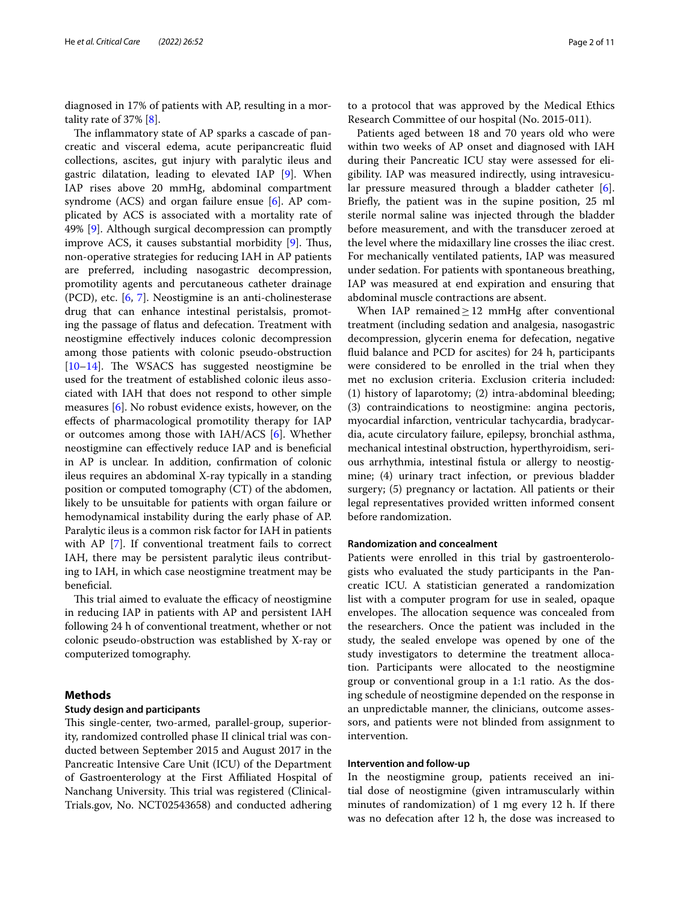diagnosed in 17% of patients with AP, resulting in a mortality rate of 37% [8].

The inflammatory state of AP sparks a cascade of pancreatic and visceral edema, acute peripancreatic fluid collections, ascites, gut injury with paralytic ileus and gastric dilatation, leading to elevated IAP [9]. When IAP rises above 20 mmHg, abdominal compartment syndrome (ACS) and organ failure ensue [6]. AP complicated by ACS is associated with a mortality rate of 49% [9]. Although surgical decompression can promptly improve ACS, it causes substantial morbidity [9]. Thus, non-operative strategies for reducing IAH in AP patients are preferred, including nasogastric decompression, promotility agents and percutaneous catheter drainage (PCD), etc. [6, 7]. Neostigmine is an anti-cholinesterase drug that can enhance intestinal peristalsis, promoting the passage of flatus and defecation. Treatment with neostigmine effectively induces colonic decompression among those patients with colonic pseudo-obstruction [10–14]. The WSACS has suggested neostigmine be used for the treatment of established colonic ileus associated with IAH that does not respond to other simple measures [6]. No robust evidence exists, however, on the effects of pharmacological promotility therapy for IAP or outcomes among those with IAH/ACS [6]. Whether neostigmine can effectively reduce IAP and is beneficial in AP is unclear. In addition, confirmation of colonic ileus requires an abdominal X-ray typically in a standing position or computed tomography (CT) of the abdomen, likely to be unsuitable for patients with organ failure or hemodynamical instability during the early phase of AP. Paralytic ileus is a common risk factor for IAH in patients with AP [7]. If conventional treatment fails to correct IAH, there may be persistent paralytic ileus contributing to IAH, in which case neostigmine treatment may be beneficial.

This trial aimed to evaluate the efficacy of neostigmine in reducing IAP in patients with AP and persistent IAH following 24 h of conventional treatment, whether or not colonic pseudo-obstruction was established by X-ray or computerized tomography.

## Methods

### Study design and participants

This single-center, two-armed, parallel-group, superiority, randomized controlled phase II clinical trial was conducted between September 2015 and August 2017 in the Pancreatic Intensive Care Unit (ICU) of the Department of Gastroenterology at the First Affiliated Hospital of Nanchang University. This trial was registered (ClinicalTrials.gov, No. NCT02543658) and conducted adhering to a protocol that was approved by the Medical Ethics Research Committee of our hospital (No. 2015-011).

Patients aged between 18 and 70 years old who were within two weeks of AP onset and diagnosed with IAH during their Pancreatic ICU stay were assessed for eligibility. IAP was measured indirectly, using intravesicular pressure measured through a bladder catheter [6]. Briefly, the patient was in the supine position, 25 ml sterile normal saline was injected through the bladder before measurement, and with the transducer zeroed at the level where the midaxillary line crosses the iliac crest. For mechanically ventilated patients, IAP was measured under sedation. For patients with spontaneous breathing, IAP was measured at end expiration and ensuring that abdominal muscle contractions are absent.

When IAP remained $\geq$ 12 mmHg after conventional treatment (including sedation and analgesia, nasogastric decompression, glycerin enema for defecation, negative fluid balance and PCD for ascites) for 24 h, participants were considered to be enrolled in the trial when they met no exclusion criteria. Exclusion criteria included: (1) history of laparotomy; (2) intra-abdominal bleeding; (3) contraindications to neostigmine: angina pectoris, myocardial infarction, ventricular tachycardia, bradycardia, acute circulatory failure, epilepsy, bronchial asthma, mechanical intestinal obstruction, hyperthyroidism, serious arrhythmia, intestinal fistula or allergy to neostigmine; (4) urinary tract infection, or previous bladder surgery; (5) pregnancy or lactation. All patients or their legal representatives provided written informed consent before randomization.

### Randomization and concealment

Patients were enrolled in this trial by gastroenterologists who evaluated the study participants in the Pancreatic ICU. A statistician generated a randomization list with a computer program for use in sealed, opaque envelopes. The allocation sequence was concealed from the researchers. Once the patient was included in the study, the sealed envelope was opened by one of the study investigators to determine the treatment allocation. Participants were allocated to the neostigmine group or conventional group in a 1:1 ratio. As the dosing schedule of neostigmine depended on the response in an unpredictable manner, the clinicians, outcome assessors, and patients were not blinded from assignment to intervention.

### Intervention and follow-up

In the neostigmine group, patients received an initial dose of neostigmine (given intramuscularly within minutes of randomization) of 1 mg every 12 h. If there was no defecation after 12 h, the dose was increased to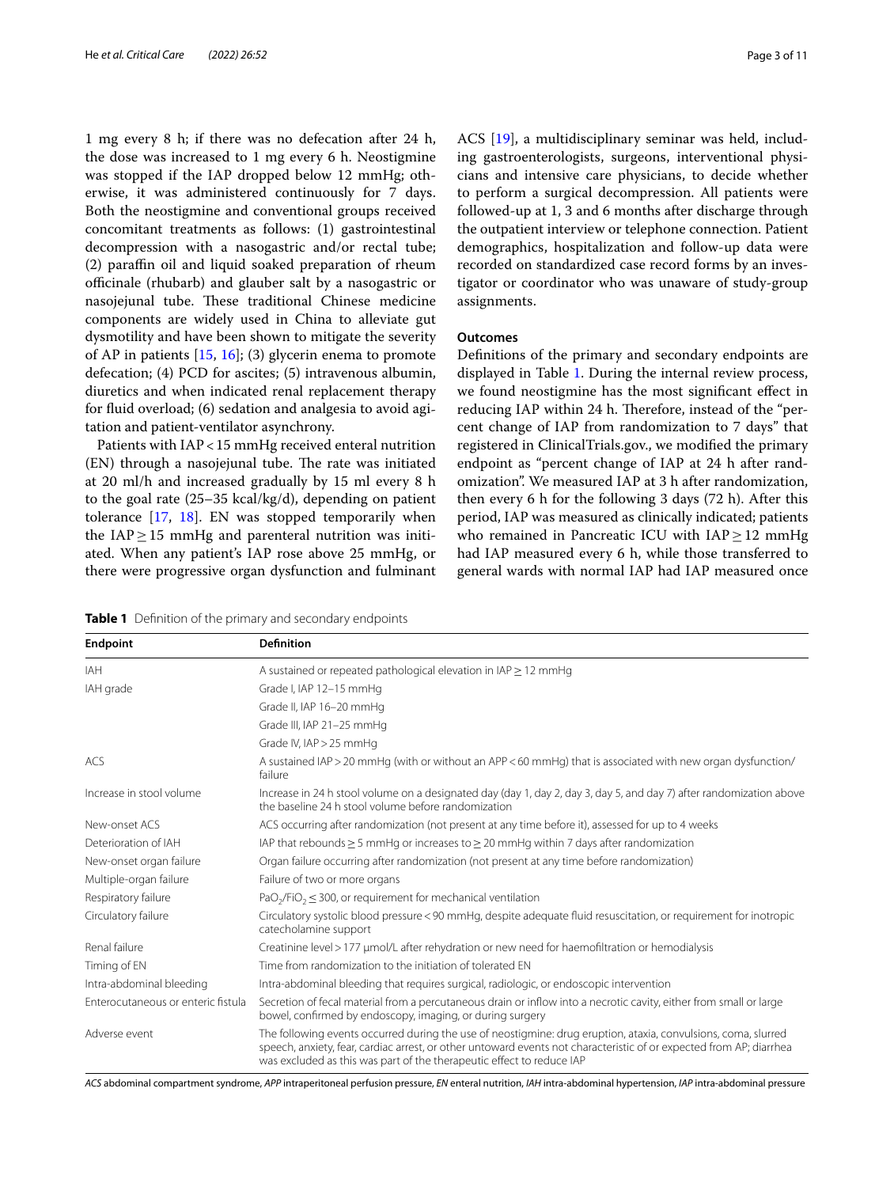1 mg every 8 h; if there was no defecation after 24 h, the dose was increased to 1 mg every 6 h. Neostigmine was stopped if the IAP dropped below 12 mmHg; otherwise, it was administered continuously for 7 days. Both the neostigmine and conventional groups received concomitant treatments as follows: (1) gastrointestinal decompression with a nasogastric and/or rectal tube; (2) paraffin oil and liquid soaked preparation of rheum officinale (rhubarb) and glauber salt by a nasogastric or nasojejunal tube. These traditional Chinese medicine components are widely used in China to alleviate gut dysmotility and have been shown to mitigate the severity of AP in patients [15, 16]; (3) glycerin enema to promote defecation; (4) PCD for ascites; (5) intravenous albumin, diuretics and when indicated renal replacement therapy for fluid overload; (6) sedation and analgesia to avoid agitation and patient-ventilator asynchrony.

Patients with IAP < 15 mmHg received enteral nutrition (EN) through a nasojejunal tube. The rate was initiated at 20 ml/h and increased gradually by 15 ml every 8 h to the goal rate (25–35 kcal/kg/d), depending on patient tolerance [17, 18]. EN was stopped temporarily when the IAP ≥ 15 mmHg and parenteral nutrition was initiated. When any patient's IAP rose above 25 mmHg, or there were progressive organ dysfunction and fulminant ACS [19], a multidisciplinary seminar was held, including gastroenterologists, surgeons, interventional physicians and intensive care physicians, to decide whether to perform a surgical decompression. All patients were followed-up at 1, 3 and 6 months after discharge through the outpatient interview or telephone connection. Patient demographics, hospitalization and follow-up data were recorded on standardized case record forms by an investigator or coordinator who was unaware of study-group assignments.

### Outcomes

Definitions of the primary and secondary endpoints are displayed in Table 1. During the internal review process, we found neostigmine has the most significant effect in reducing IAP within 24 h. Therefore, instead of the "percent change of IAP from randomization to 7 days" that registered in ClinicalTrials.gov., we modified the primary endpoint as "percent change of IAP at 24 h after randomization". We measured IAP at 3 h after randomization, then every 6 h for the following 3 days (72 h). After this period, IAP was measured as clinically indicated; patients who remained in Pancreatic ICU with IAP ≥ 12 mmHg had IAP measured every 6 h, while those transferred to general wards with normal IAP had IAP measured once

**Table 1** Definition of the primary and secondary endpoints

| Endpoint | Definition |
|---|---|
| IAH | A sustained or repeated pathological elevation in IAP ≥ 12 mmHg |
| IAH grade | Grade I, IAP 12–15 mmHg |
| | Grade II, IAP 16–20 mmHg |
| | Grade III, IAP 21–25 mmHg |
| | Grade IV, IAP > 25 mmHg |
| ACS | A sustained IAP > 20 mmHg (with or without an APP < 60 mmHg) that is associated with new organ dysfunction/failure |
| Increase in stool volume | Increase in 24 h stool volume on a designated day (day 1, day 2, day 3, day 5, and day 7) after randomization above the baseline 24 h stool volume before randomization |
| New-onset ACS | ACS occurring after randomization (not present at any time before it), assessed for up to 4 weeks |
| Deterioration of IAH | IAP that rebounds ≥ 5 mmHg or increases to ≥ 20 mmHg within 7 days after randomization |
| New-onset organ failure | Organ failure occurring after randomization (not present at any time before randomization) |
| Multiple-organ failure | Failure of two or more organs |
| Respiratory failure | $PaO_2/FiO_2 \leq 300$, or requirement for mechanical ventilation |
| Circulatory failure | Circulatory systolic blood pressure < 90 mmHg, despite adequate fluid resuscitation, or requirement for inotropic catecholamine support |
| Renal failure | Creatinine level > 177 μmol/L after rehydration or new need for haemofiltration or hemodialysis |
| Timing of EN | Time from randomization to the initiation of tolerated EN |
| Intra-abdominal bleeding | Intra-abdominal bleeding that requires surgical, radiologic, or endoscopic intervention |
| Enterocutaneous or enteric fistula | Secretion of fecal material from a percutaneous drain or inflow into a necrotic cavity, either from small or large bowel, confirmed by endoscopy, imaging, or during surgery |
| Adverse event | The following events occurred during the use of neostigmine: drug eruption, ataxia, convulsions, coma, slurred speech, anxiety, fear, cardiac arrest, or other untoward events not characteristic of or expected from AP; diarrhea was excluded as this was part of the therapeutic effect to reduce IAP |

*ACS* abdominal compartment syndrome, *APP* intraperitoneal perfusion pressure, *EN* enteral nutrition, *IAH* intra-abdominal hypertension, *IAP* intra-abdominal pressure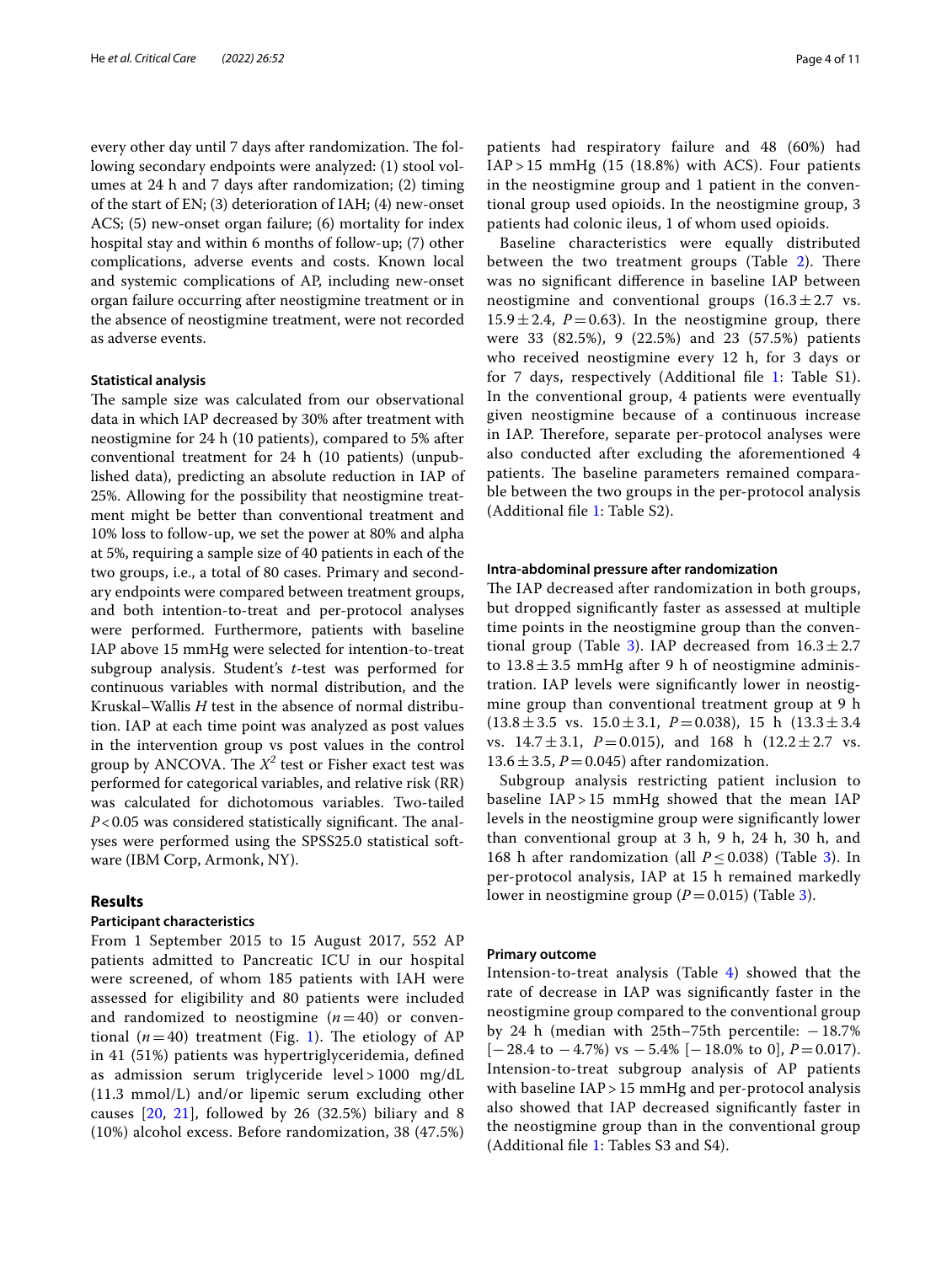every other day until 7 days after randomization. The following secondary endpoints were analyzed: (1) stool volumes at 24 h and 7 days after randomization; (2) timing of the start of EN; (3) deterioration of IAH; (4) new-onset ACS; (5) new-onset organ failure; (6) mortality for index hospital stay and within 6 months of follow-up; (7) other complications, adverse events and costs. Known local and systemic complications of AP, including new-onset organ failure occurring after neostigmine treatment or in the absence of neostigmine treatment, were not recorded as adverse events.

### Statistical analysis

The sample size was calculated from our observational data in which IAP decreased by 30% after treatment with neostigmine for 24 h (10 patients), compared to 5% after conventional treatment for 24 h (10 patients) (unpublished data), predicting an absolute reduction in IAP of 25%. Allowing for the possibility that neostigmine treatment might be better than conventional treatment and 10% loss to follow-up, we set the power at 80% and alpha at 5%, requiring a sample size of 40 patients in each of the two groups, i.e., a total of 80 cases. Primary and secondary endpoints were compared between treatment groups, and both intention-to-treat and per-protocol analyses were performed. Furthermore, patients with baseline IAP above 15 mmHg were selected for intention-to-treat subgroup analysis. Student's *t*-test was performed for continuous variables with normal distribution, and the Kruskal–Wallis *H* test in the absence of normal distribution. IAP at each time point was analyzed as post values in the intervention group vs post values in the control group by ANCOVA. The $X^2$ test or Fisher exact test was performed for categorical variables, and relative risk (RR) was calculated for dichotomous variables. Two-tailed $P<0.05$ was considered statistically significant. The analyses were performed using the SPSS25.0 statistical software (IBM Corp, Armonk, NY).

## Results

### Participant characteristics

From 1 September 2015 to 15 August 2017, 552 AP patients admitted to Pancreatic ICU in our hospital were screened, of whom 185 patients with IAH were assessed for eligibility and 80 patients were included and randomized to neostigmine ($n=40$) or conventional ($n=40$) treatment (Fig. 1). The etiology of AP in 41 (51%) patients was hypertriglyceridemia, defined as admission serum triglyceride level > 1000 mg/dL (11.3 mmol/L) and/or lipemic serum excluding other causes [20, 21], followed by 26 (32.5%) biliary and 8 (10%) alcohol excess. Before randomization, 38 (47.5%) patients had respiratory failure and 48 (60%) had IAP > 15 mmHg (15 (18.8%) with ACS). Four patients in the neostigmine group and 1 patient in the conventional group used opioids. In the neostigmine group, 3 patients had colonic ileus, 1 of whom used opioids.

Baseline characteristics were equally distributed between the two treatment groups (Table 2). There was no significant difference in baseline IAP between neostigmine and conventional groups ($16.3 \pm 2.7$ vs. $15.9 \pm 2.4$, $P=0.63$). In the neostigmine group, there were 33 (82.5%), 9 (22.5%) and 23 (57.5%) patients who received neostigmine every 12 h, for 3 days or for 7 days, respectively (Additional file 1: Table S1). In the conventional group, 4 patients were eventually given neostigmine because of a continuous increase in IAP. Therefore, separate per-protocol analyses were also conducted after excluding the aforementioned 4 patients. The baseline parameters remained comparable between the two groups in the per-protocol analysis (Additional file 1: Table S2).

### Intra-abdominal pressure after randomization

The IAP decreased after randomization in both groups, but dropped significantly faster as assessed at multiple time points in the neostigmine group than the conventional group (Table 3). IAP decreased from $16.3 \pm 2.7$ to $13.8 \pm 3.5$ mmHg after 9 h of neostigmine administration. IAP levels were significantly lower in neostigmine group than conventional treatment group at 9 h ($13.8 \pm 3.5$ vs. $15.0 \pm 3.1$, $P=0.038$), 15 h ($13.3 \pm 3.4$ vs. $14.7 \pm 3.1$, $P=0.015$), and 168 h ($12.2 \pm 2.7$ vs. $13.6 \pm 3.5$, $P=0.045$) after randomization.

Subgroup analysis restricting patient inclusion to baseline IAP > 15 mmHg showed that the mean IAP levels in the neostigmine group were significantly lower than conventional group at 3 h, 9 h, 24 h, 30 h, and 168 h after randomization (all $P \leq 0.038$) (Table 3). In per-protocol analysis, IAP at 15 h remained markedly lower in neostigmine group ($P=0.015$) (Table 3).

### Primary outcome

Intension-to-treat analysis (Table 4) showed that the rate of decrease in IAP was significantly faster in the neostigmine group compared to the conventional group by 24 h (median with 25th–75th percentile: −18.7% [−28.4 to −4.7%) vs −5.4% [−18.0% to 0], $P=0.017$). Intension-to-treat subgroup analysis of AP patients with baseline IAP > 15 mmHg and per-protocol analysis also showed that IAP decreased significantly faster in the neostigmine group than in the conventional group (Additional file 1: Tables S3 and S4).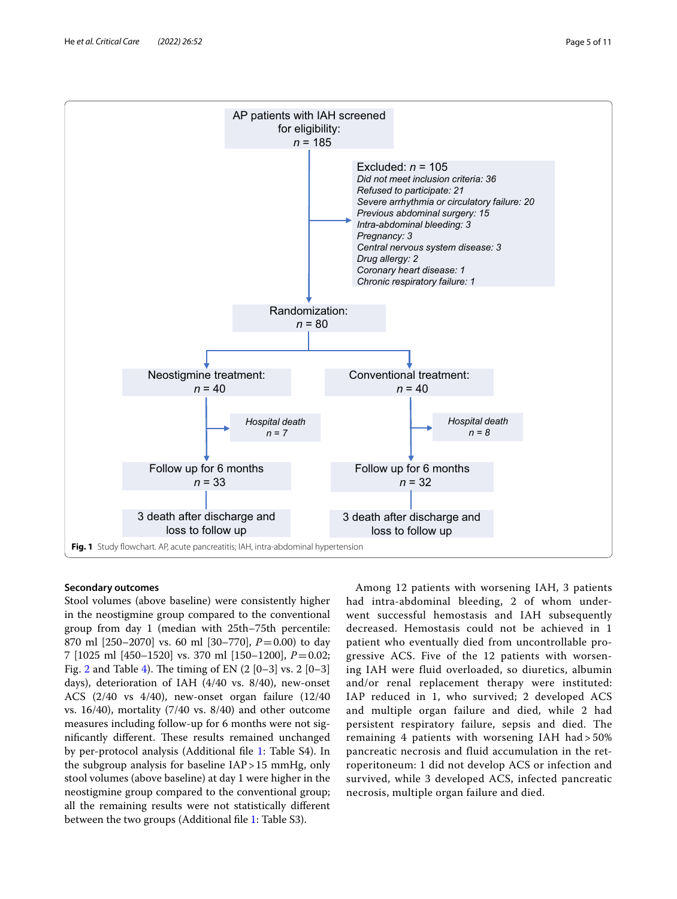AP patients with IAH screened for eligibility: *n* = 185

Excluded: *n* = 105
- *Did not meet inclusion criteria: 36*
- *Refused to participate: 21*
- *Severe arrhythmia or circulatory failure: 20*
- *Previous abdominal surgery: 15*
- *Intra-abdominal bleeding: 3*
- *Pregnancy: 3*
- *Central nervous system disease: 3*
- *Drug allergy: 2*
- *Coronary heart disease: 1*
- *Chronic respiratory failure: 1*

Randomization: *n* = 80

| Neostigmine treatment: *n* = 40 | Conventional treatment: *n* = 40 |
|---|---|
| *Hospital death* *n* = 7 | *Hospital death* *n* = 8 |
| Follow up for 6 months *n* = 33 | Follow up for 6 months *n* = 32 |
| 3 death after discharge and loss to follow up | 3 death after discharge and loss to follow up |

**Fig. 1** Study flowchart. AP, acute pancreatitis; IAH, intra-abdominal hypertension

### Secondary outcomes

Stool volumes (above baseline) were consistently higher in the neostigmine group compared to the conventional group from day 1 (median with 25th–75th percentile: 870 ml [250–2070] vs. 60 ml [30–770], $P = 0.00$) to day 7 [1025 ml [450–1520] vs. 370 ml [150–1200], $P = 0.02$; Fig. 2 and Table 4). The timing of EN (2 [0–3] vs. 2 [0–3] days), deterioration of IAH (4/40 vs. 8/40), new-onset ACS (2/40 vs 4/40), new-onset organ failure (12/40 vs. 16/40), mortality (7/40 vs. 8/40) and other outcome measures including follow-up for 6 months were not significantly different. These results remained unchanged by per-protocol analysis (Additional file 1: Table S4). In the subgroup analysis for baseline IAP > 15 mmHg, only stool volumes (above baseline) at day 1 were higher in the neostigmine group compared to the conventional group; all the remaining results were not statistically different between the two groups (Additional file 1: Table S3).

Among 12 patients with worsening IAH, 3 patients had intra-abdominal bleeding, 2 of whom underwent successful hemostasis and IAH subsequently decreased. Hemostasis could not be achieved in 1 patient who eventually died from uncontrollable progressive ACS. Five of the 12 patients with worsening IAH were fluid overloaded, so diuretics, albumin and/or renal replacement therapy were instituted: IAP reduced in 1, who survived; 2 developed ACS and multiple organ failure and died, while 2 had persistent respiratory failure, sepsis and died. The remaining 4 patients with worsening IAH had > 50% pancreatic necrosis and fluid accumulation in the retroperitoneum: 1 did not develop ACS or infection and survived, while 3 developed ACS, infected pancreatic necrosis, multiple organ failure and died.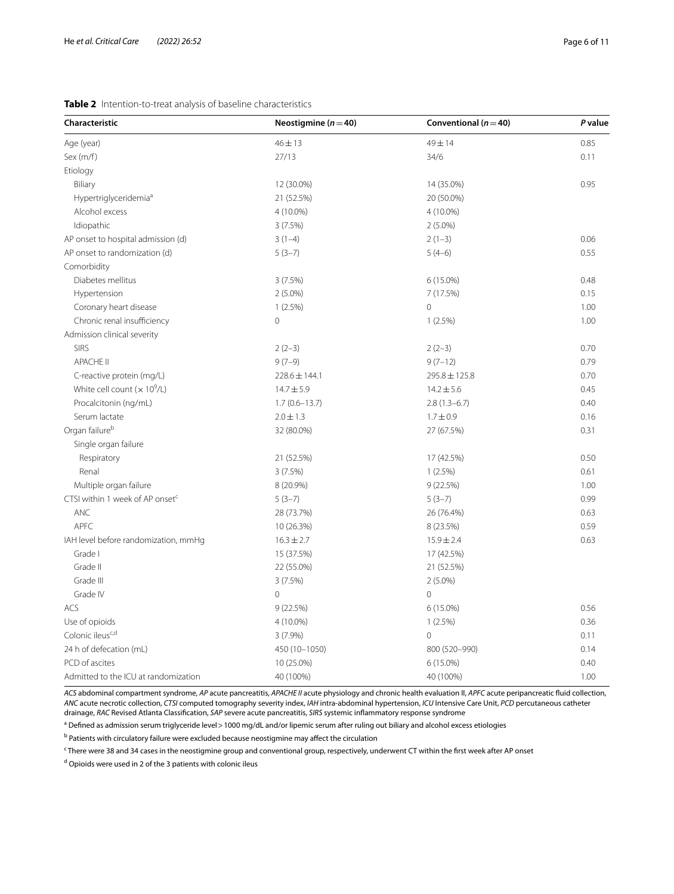**Table 2** Intention-to-treat analysis of baseline characteristics

| Characteristic | Neostigmine ($n=40$) | Conventional ($n=40$) | *P* value |
|---|---|---|---|
| Age (year) | 46 ± 13 | 49 ± 14 | 0.85 |
| Sex (m/f) | 27/13 | 34/6 | 0.11 |
| Etiology | | | |
| Biliary | 12 (30.0%) | 14 (35.0%) | 0.95 |
| Hypertriglyceridemia[a] | 21 (52.5%) | 20 (50.0%) | |
| Alcohol excess | 4 (10.0%) | 4 (10.0%) | |
| Idiopathic | 3 (7.5%) | 2 (5.0%) | |
| AP onset to hospital admission (d) | 3 (1–4) | 2 (1–3) | 0.06 |
| AP onset to randomization (d) | 5 (3–7) | 5 (4–6) | 0.55 |
| Comorbidity | | | |
| Diabetes mellitus | 3 (7.5%) | 6 (15.0%) | 0.48 |
| Hypertension | 2 (5.0%) | 7 (17.5%) | 0.15 |
| Coronary heart disease | 1 (2.5%) | 0 | 1.00 |
| Chronic renal insufficiency | 0 | 1 (2.5%) | 1.00 |
| Admission clinical severity | | | |
| SIRS | 2 (2–3) | 2 (2–3) | 0.70 |
| APACHE II | 9 (7–9) | 9 (7–12) | 0.79 |
| C-reactive protein (mg/L) | 228.6 ± 144.1 | 295.8 ± 125.8 | 0.70 |
| White cell count ($\times 10^9$/L) | 14.7 ± 5.9 | 14.2 ± 5.6 | 0.45 |
| Procalcitonin (ng/mL) | 1.7 (0.6–13.7) | 2.8 (1.3–6.7) | 0.40 |
| Serum lactate | 2.0 ± 1.3 | 1.7 ± 0.9 | 0.16 |
| Organ failure[b] | 32 (80.0%) | 27 (67.5%) | 0.31 |
| Single organ failure | | | |
| Respiratory | 21 (52.5%) | 17 (42.5%) | 0.50 |
| Renal | 3 (7.5%) | 1 (2.5%) | 0.61 |
| Multiple organ failure | 8 (20.9%) | 9 (22.5%) | 1.00 |
| CTSI within 1 week of AP onset[c] | 5 (3–7) | 5 (3–7) | 0.99 |
| ANC | 28 (73.7%) | 26 (76.4%) | 0.63 |
| APFC | 10 (26.3%) | 8 (23.5%) | 0.59 |
| IAH level before randomization, mmHg | 16.3 ± 2.7 | 15.9 ± 2.4 | 0.63 |
| Grade I | 15 (37.5%) | 17 (42.5%) | |
| Grade II | 22 (55.0%) | 21 (52.5%) | |
| Grade III | 3 (7.5%) | 2 (5.0%) | |
| Grade IV | 0 | 0 | |
| ACS | 9 (22.5%) | 6 (15.0%) | 0.56 |
| Use of opioids | 4 (10.0%) | 1 (2.5%) | 0.36 |
| Colonic ileus[c,d] | 3 (7.9%) | 0 | 0.11 |
| 24 h of defecation (mL) | 450 (10–1050) | 800 (520–990) | 0.14 |
| PCD of ascites | 10 (25.0%) | 6 (15.0%) | 0.40 |
| Admitted to the ICU at randomization | 40 (100%) | 40 (100%) | 1.00 |

*ACS* abdominal compartment syndrome, *AP* acute pancreatitis, *APACHE II* acute physiology and chronic health evaluation II, *APFC* acute peripancreatic fluid collection, *ANC* acute necrotic collection, *CTSI* computed tomography severity index, *IAH* intra-abdominal hypertension, *ICU* Intensive Care Unit, *PCD* percutaneous catheter drainage, *RAC* Revised Atlanta Classification, *SAP* severe acute pancreatitis, *SIRS* systemic inflammatory response syndrome

[a] Defined as admission serum triglyceride level > 1000 mg/dL and/or lipemic serum after ruling out biliary and alcohol excess etiologies

[b] Patients with circulatory failure were excluded because neostigmine may affect the circulation

[c] There were 38 and 34 cases in the neostigmine group and conventional group, respectively, underwent CT within the first week after AP onset

[d] Opioids were used in 2 of the 3 patients with colonic ileus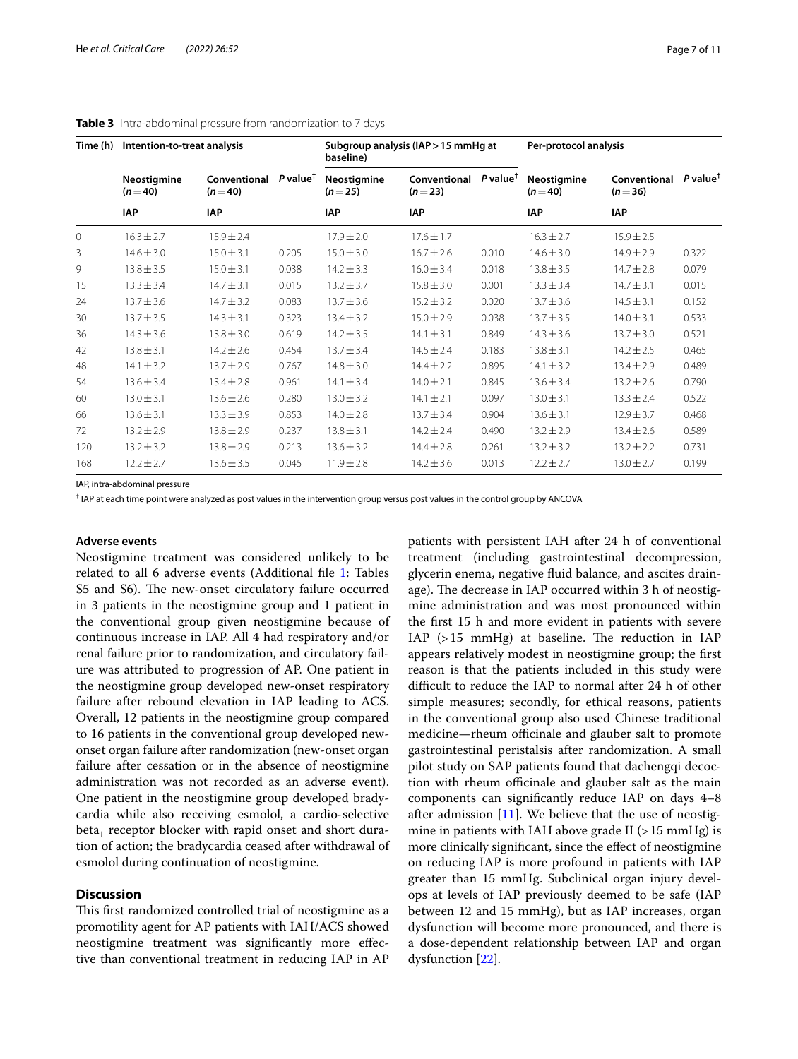**Table 3** Intra-abdominal pressure from randomization to 7 days

| Time (h) | Intention-to-treat analysis | | | Subgroup analysis (IAP > 15 mmHg at baseline) | | | Per-protocol analysis | | |
|---|---|---|---|---|---|---|---|---|---|
| | Neostigmine (n = 40) | Conventional (n = 40) | P value[†] | Neostigmine (n = 25) | Conventional (n = 23) | P value[†] | Neostigmine (n = 40) | Conventional (n = 36) | P value[†] |
| | IAP | IAP | | IAP | IAP | | IAP | IAP | |
| 0 | 16.3 ± 2.7 | 15.9 ± 2.4 | | 17.9 ± 2.0 | 17.6 ± 1.7 | | 16.3 ± 2.7 | 15.9 ± 2.5 | |
| 3 | 14.6 ± 3.0 | 15.0 ± 3.1 | 0.205 | 15.0 ± 3.0 | 16.7 ± 2.6 | 0.010 | 14.6 ± 3.0 | 14.9 ± 2.9 | 0.322 |
| 9 | 13.8 ± 3.5 | 15.0 ± 3.1 | 0.038 | 14.2 ± 3.3 | 16.0 ± 3.4 | 0.018 | 13.8 ± 3.5 | 14.7 ± 2.8 | 0.079 |
| 15 | 13.3 ± 3.4 | 14.7 ± 3.1 | 0.015 | 13.2 ± 3.7 | 15.8 ± 3.0 | 0.001 | 13.3 ± 3.4 | 14.7 ± 3.1 | 0.015 |
| 24 | 13.7 ± 3.6 | 14.7 ± 3.2 | 0.083 | 13.7 ± 3.6 | 15.2 ± 3.2 | 0.020 | 13.7 ± 3.6 | 14.5 ± 3.1 | 0.152 |
| 30 | 13.7 ± 3.5 | 14.3 ± 3.1 | 0.323 | 13.4 ± 3.2 | 15.0 ± 2.9 | 0.038 | 13.7 ± 3.5 | 14.0 ± 3.1 | 0.533 |
| 36 | 14.3 ± 3.6 | 13.8 ± 3.0 | 0.619 | 14.2 ± 3.5 | 14.1 ± 3.1 | 0.849 | 14.3 ± 3.6 | 13.7 ± 3.0 | 0.521 |
| 42 | 13.8 ± 3.1 | 14.2 ± 2.6 | 0.454 | 13.7 ± 3.4 | 14.5 ± 2.4 | 0.183 | 13.8 ± 3.1 | 14.2 ± 2.5 | 0.465 |
| 48 | 14.1 ± 3.2 | 13.7 ± 2.9 | 0.767 | 14.8 ± 3.0 | 14.4 ± 2.2 | 0.895 | 14.1 ± 3.2 | 13.4 ± 2.9 | 0.489 |
| 54 | 13.6 ± 3.4 | 13.4 ± 2.8 | 0.961 | 14.1 ± 3.4 | 14.0 ± 2.1 | 0.845 | 13.6 ± 3.4 | 13.2 ± 2.6 | 0.790 |
| 60 | 13.0 ± 3.1 | 13.6 ± 2.6 | 0.280 | 13.0 ± 3.2 | 14.1 ± 2.1 | 0.097 | 13.0 ± 3.1 | 13.3 ± 2.4 | 0.522 |
| 66 | 13.6 ± 3.1 | 13.3 ± 3.9 | 0.853 | 14.0 ± 2.8 | 13.7 ± 3.4 | 0.904 | 13.6 ± 3.1 | 12.9 ± 3.7 | 0.468 |
| 72 | 13.2 ± 2.9 | 13.8 ± 2.9 | 0.237 | 13.8 ± 3.1 | 14.2 ± 2.4 | 0.490 | 13.2 ± 2.9 | 13.4 ± 2.6 | 0.589 |
| 120 | 13.2 ± 3.2 | 13.8 ± 2.9 | 0.213 | 13.6 ± 3.2 | 14.4 ± 2.8 | 0.261 | 13.2 ± 3.2 | 13.2 ± 2.2 | 0.731 |
| 168 | 12.2 ± 2.7 | 13.6 ± 3.5 | 0.045 | 11.9 ± 2.8 | 14.2 ± 3.6 | 0.013 | 12.2 ± 2.7 | 13.0 ± 2.7 | 0.199 |

IAP, intra-abdominal pressure

[†] IAP at each time point were analyzed as post values in the intervention group versus post values in the control group by ANCOVA

### Adverse events

Neostigmine treatment was considered unlikely to be related to all 6 adverse events (Additional file 1: Tables S5 and S6). The new-onset circulatory failure occurred in 3 patients in the neostigmine group and 1 patient in the conventional group given neostigmine because of continuous increase in IAP. All 4 had respiratory and/or renal failure prior to randomization, and circulatory failure was attributed to progression of AP. One patient in the neostigmine group developed new-onset respiratory failure after rebound elevation in IAP leading to ACS. Overall, 12 patients in the neostigmine group compared to 16 patients in the conventional group developed new-onset organ failure after randomization (new-onset organ failure after cessation or in the absence of neostigmine administration was not recorded as an adverse event). One patient in the neostigmine group developed bradycardia while also receiving esmolol, a cardio-selective $\text{beta}_1$ receptor blocker with rapid onset and short duration of action; the bradycardia ceased after withdrawal of esmolol during continuation of neostigmine.

## Discussion

This first randomized controlled trial of neostigmine as a promotility agent for AP patients with IAH/ACS showed neostigmine treatment was significantly more effective than conventional treatment in reducing IAP in AP patients with persistent IAH after 24 h of conventional treatment (including gastrointestinal decompression, glycerin enema, negative fluid balance, and ascites drainage). The decrease in IAP occurred within 3 h of neostigmine administration and was most pronounced within the first 15 h and more evident in patients with severe IAP (> 15 mmHg) at baseline. The reduction in IAP appears relatively modest in neostigmine group; the first reason is that the patients included in this study were difficult to reduce the IAP to normal after 24 h of other simple measures; secondly, for ethical reasons, patients in the conventional group also used Chinese traditional medicine—rheum officinale and glauber salt to promote gastrointestinal peristalsis after randomization. A small pilot study on SAP patients found that dachengqi decoction with rheum officinale and glauber salt as the main components can significantly reduce IAP on days 4–8 after admission [11]. We believe that the use of neostigmine in patients with IAH above grade II (> 15 mmHg) is more clinically significant, since the effect of neostigmine on reducing IAP is more profound in patients with IAP greater than 15 mmHg. Subclinical organ injury develops at levels of IAP previously deemed to be safe (IAP between 12 and 15 mmHg), but as IAP increases, organ dysfunction will become more pronounced, and there is a dose-dependent relationship between IAP and organ dysfunction [22].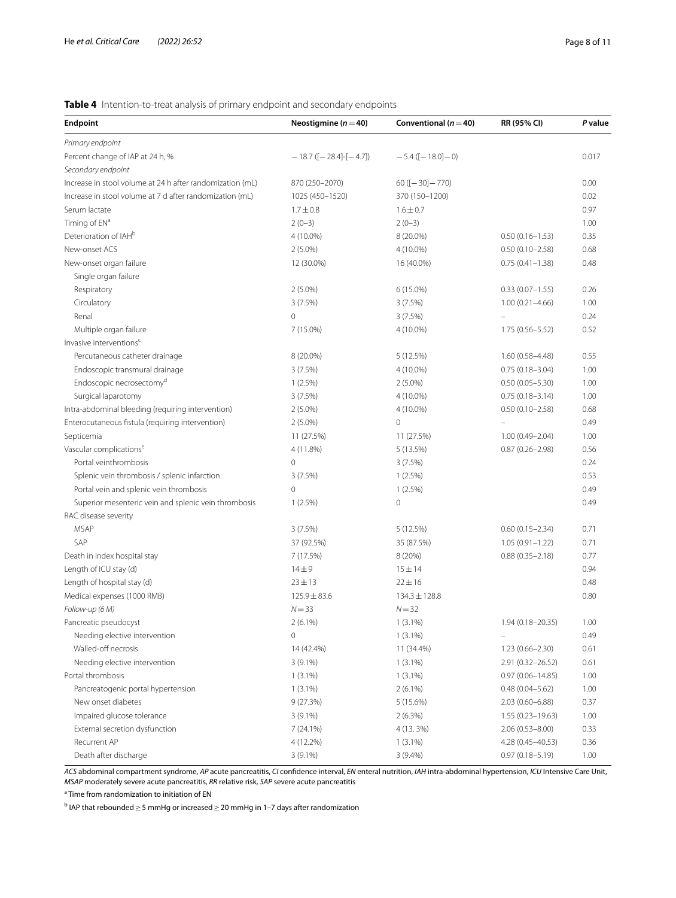**Table 4** Intention-to-treat analysis of primary endpoint and secondary endpoints

| Endpoint | Neostigmine ($n=40$) | Conventional ($n=40$) | RR (95% CI) | *P* value |
|---|---|---|---|---|
| *Primary endpoint* | | | | |
| Percent change of IAP at 24 h, % | −18.7 ([−28.4]-[−4.7]) | −5.4 ([−18.0]−0) | | 0.017 |
| *Secondary endpoint* | | | | |
| Increase in stool volume at 24 h after randomization (mL) | 870 (250–2070) | 60 ([−30]−770) | | 0.00 |
| Increase in stool volume at 7 d after randomization (mL) | 1025 (450–1520) | 370 (150–1200) | | 0.02 |
| Serum lactate | 1.7 ± 0.8 | 1.6 ± 0.7 | | 0.97 |
| Timing of EN[a] | 2 (0–3) | 2 (0–3) | | 1.00 |
| Deterioration of IAH[b] | 4 (10.0%) | 8 (20.0%) | 0.50 (0.16–1.53) | 0.35 |
| New-onset ACS | 2 (5.0%) | 4 (10.0%) | 0.50 (0.10–2.58) | 0.68 |
| New-onset organ failure | 12 (30.0%) | 16 (40.0%) | 0.75 (0.41–1.38) | 0.48 |
| Single organ failure | | | | |
| Respiratory | 2 (5.0%) | 6 (15.0%) | 0.33 (0.07–1.55) | 0.26 |
| Circulatory | 3 (7.5%) | 3 (7.5%) | 1.00 (0.21–4.66) | 1.00 |
| Renal | 0 | 3 (7.5%) | – | 0.24 |
| Multiple organ failure | 7 (15.0%) | 4 (10.0%) | 1.75 (0.56–5.52) | 0.52 |
| Invasive interventions[c] | | | | |
| Percutaneous catheter drainage | 8 (20.0%) | 5 (12.5%) | 1.60 (0.58–4.48) | 0.55 |
| Endoscopic transmural drainage | 3 (7.5%) | 4 (10.0%) | 0.75 (0.18–3.04) | 1.00 |
| Endoscopic necrosectomy[d] | 1 (2.5%) | 2 (5.0%) | 0.50 (0.05–5.30) | 1.00 |
| Surgical laparotomy | 3 (7.5%) | 4 (10.0%) | 0.75 (0.18–3.14) | 1.00 |
| Intra-abdominal bleeding (requiring intervention) | 2 (5.0%) | 4 (10.0%) | 0.50 (0.10–2.58) | 0.68 |
| Enterocutaneous fistula (requiring intervention) | 2 (5.0%) | 0 | – | 0.49 |
| Septicemia | 11 (27.5%) | 11 (27.5%) | 1.00 (0.49–2.04) | 1.00 |
| Vascular complications[e] | 4 (11.8%) | 5 (13.5%) | 0.87 (0.26–2.98) | 0.56 |
| Portal veinthrombosis | 0 | 3 (7.5%) | | 0.24 |
| Splenic vein thrombosis / splenic infarction | 3 (7.5%) | 1 (2.5%) | | 0.53 |
| Portal vein and splenic vein thrombosis | 0 | 1 (2.5%) | | 0.49 |
| Superior mesenteric vein and splenic vein thrombosis | 1 (2.5%) | 0 | | 0.49 |
| RAC disease severity | | | | |
| MSAP | 3 (7.5%) | 5 (12.5%) | 0.60 (0.15–2.34) | 0.71 |
| SAP | 37 (92.5%) | 35 (87.5%) | 1.05 (0.91–1.22) | 0.71 |
| Death in index hospital stay | 7 (17.5%) | 8 (20%) | 0.88 (0.35–2.18) | 0.77 |
| Length of ICU stay (d) | 14 ± 9 | 15 ± 14 | | 0.94 |
| Length of hospital stay (d) | 23 ± 13 | 22 ± 16 | | 0.48 |
| Medical expenses (1000 RMB) | 125.9 ± 83.6 | 134.3 ± 128.8 | | 0.80 |
| *Follow-up (6 M)* | *N* = 33 | *N* = 32 | | |
| Pancreatic pseudocyst | 2 (6.1%) | 1 (3.1%) | 1.94 (0.18–20.35) | 1.00 |
| Needing elective intervention | 0 | 1 (3.1%) | – | 0.49 |
| Walled-off necrosis | 14 (42.4%) | 11 (34.4%) | 1.23 (0.66–2.30) | 0.61 |
| Needing elective intervention | 3 (9.1%) | 1 (3.1%) | 2.91 (0.32–26.52) | 0.61 |
| Portal thrombosis | 1 (3.1%) | 1 (3.1%) | 0.97 (0.06–14.85) | 1.00 |
| Pancreatogenic portal hypertension | 1 (3.1%) | 2 (6.1%) | 0.48 (0.04–5.62) | 1.00 |
| New onset diabetes | 9 (27.3%) | 5 (15.6%) | 2.03 (0.60–6.88) | 0.37 |
| Impaired glucose tolerance | 3 (9.1%) | 2 (6.3%) | 1.55 (0.23–19.63) | 1.00 |
| External secretion dysfunction | 7 (24.1%) | 4 (13. 3%) | 2.06 (0.53–8.00) | 0.33 |
| Recurrent AP | 4 (12.2%) | 1 (3.1%) | 4.28 (0.45–40.53) | 0.36 |
| Death after discharge | 3 (9.1%) | 3 (9.4%) | 0.97 (0.18–5.19) | 1.00 |

*ACS* abdominal compartment syndrome, *AP* acute pancreatitis, *CI* confidence interval, *EN* enteral nutrition, *IAH* intra-abdominal hypertension, *ICU* Intensive Care Unit, *MSAP* moderately severe acute pancreatitis, *RR* relative risk, *SAP* severe acute pancreatitis

[a] Time from randomization to initiation of EN

[b] IAP that rebounded ≥ 5 mmHg or increased ≥ 20 mmHg in 1–7 days after randomization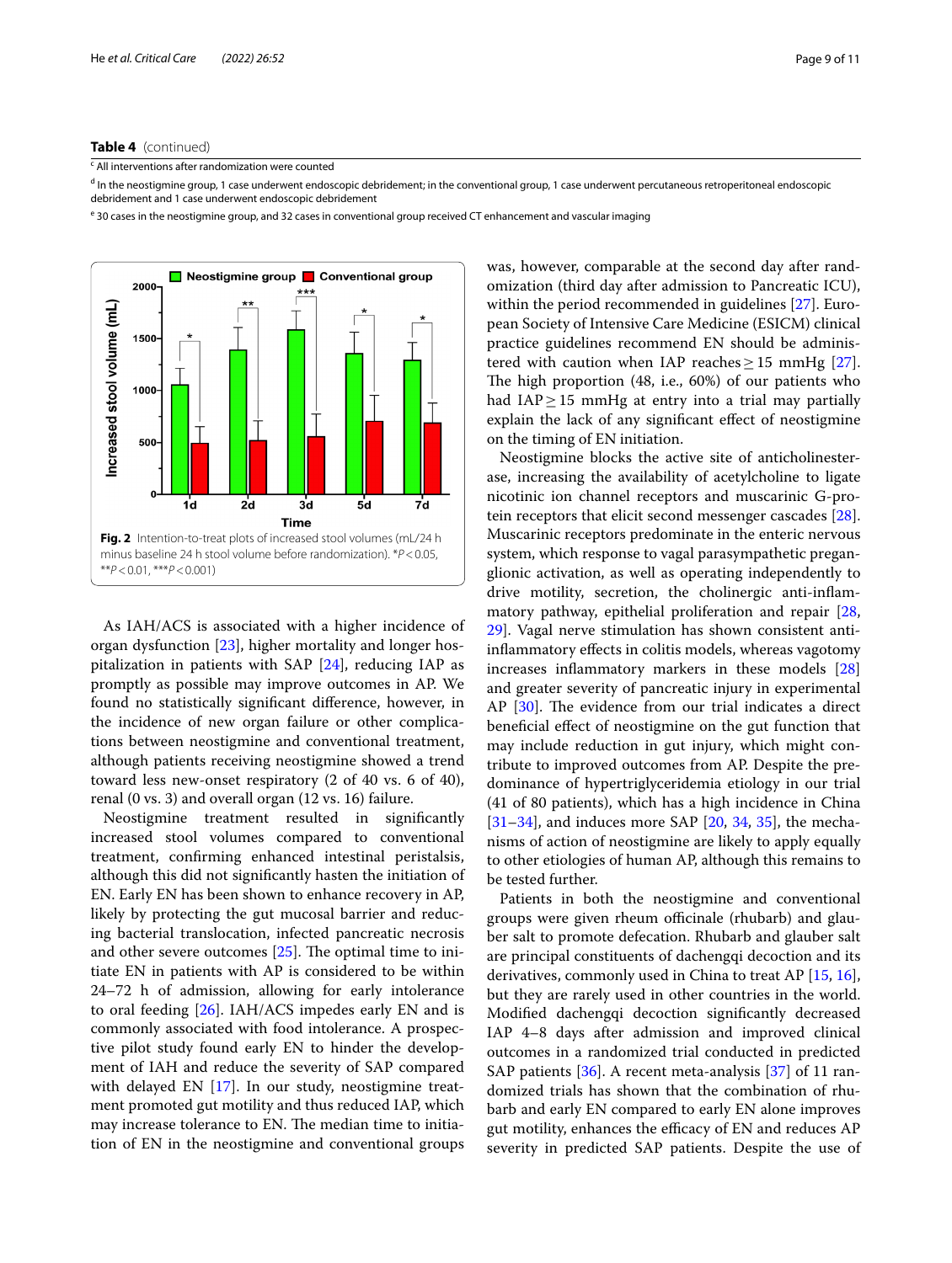**Table 4** (continued)

[c] All interventions after randomization were counted

[d] In the neostigmine group, 1 case underwent endoscopic debridement; in the conventional group, 1 case underwent percutaneous retroperitoneal endoscopic debridement and 1 case underwent endoscopic debridement

[e] 30 cases in the neostigmine group, and 32 cases in conventional group received CT enhancement and vascular imaging

**Fig. 2** Intention-to-treat plots of increased stool volumes (mL/24 h minus baseline 24 h stool volume before randomization). *$P<0.05$, **$P<0.01$, ***$P<0.001$)

As IAH/ACS is associated with a higher incidence of organ dysfunction [23], higher mortality and longer hospitalization in patients with SAP [24], reducing IAP as promptly as possible may improve outcomes in AP. We found no statistically significant difference, however, in the incidence of new organ failure or other complications between neostigmine and conventional treatment, although patients receiving neostigmine showed a trend toward less new-onset respiratory (2 of 40 vs. 6 of 40), renal (0 vs. 3) and overall organ (12 vs. 16) failure.

Neostigmine treatment resulted in significantly increased stool volumes compared to conventional treatment, confirming enhanced intestinal peristalsis, although this did not significantly hasten the initiation of EN. Early EN has been shown to enhance recovery in AP, likely by protecting the gut mucosal barrier and reducing bacterial translocation, infected pancreatic necrosis and other severe outcomes [25]. The optimal time to initiate EN in patients with AP is considered to be within 24–72 h of admission, allowing for early intolerance to oral feeding [26]. IAH/ACS impedes early EN and is commonly associated with food intolerance. A prospective pilot study found early EN to hinder the development of IAH and reduce the severity of SAP compared with delayed EN [17]. In our study, neostigmine treatment promoted gut motility and thus reduced IAP, which may increase tolerance to EN. The median time to initiation of EN in the neostigmine and conventional groups was, however, comparable at the second day after randomization (third day after admission to Pancreatic ICU), within the period recommended in guidelines [27]. European Society of Intensive Care Medicine (ESICM) clinical practice guidelines recommend EN should be administered with caution when IAP reaches ≥ 15 mmHg [27]. The high proportion (48, i.e., 60%) of our patients who had IAP ≥ 15 mmHg at entry into a trial may partially explain the lack of any significant effect of neostigmine on the timing of EN initiation.

Neostigmine blocks the active site of anticholinesterase, increasing the availability of acetylcholine to ligate nicotinic ion channel receptors and muscarinic G-protein receptors that elicit second messenger cascades [28]. Muscarinic receptors predominate in the enteric nervous system, which response to vagal parasympathetic preganglionic activation, as well as operating independently to drive motility, secretion, the cholinergic anti-inflammatory pathway, epithelial proliferation and repair [28, 29]. Vagal nerve stimulation has shown consistent anti-inflammatory effects in colitis models, whereas vagotomy increases inflammatory markers in these models [28] and greater severity of pancreatic injury in experimental AP [30]. The evidence from our trial indicates a direct beneficial effect of neostigmine on the gut function that may include reduction in gut injury, which might contribute to improved outcomes from AP. Despite the predominance of hypertriglyceridemia etiology in our trial (41 of 80 patients), which has a high incidence in China [31–34], and induces more SAP [20, 34, 35], the mechanisms of action of neostigmine are likely to apply equally to other etiologies of human AP, although this remains to be tested further.

Patients in both the neostigmine and conventional groups were given rheum officinale (rhubarb) and glauber salt to promote defecation. Rhubarb and glauber salt are principal constituents of dachengqi decoction and its derivatives, commonly used in China to treat AP [15, 16], but they are rarely used in other countries in the world. Modified dachengqi decoction significantly decreased IAP 4–8 days after admission and improved clinical outcomes in a randomized trial conducted in predicted SAP patients [36]. A recent meta-analysis [37] of 11 randomized trials has shown that the combination of rhubarb and early EN compared to early EN alone improves gut motility, enhances the efficacy of EN and reduces AP severity in predicted SAP patients. Despite the use of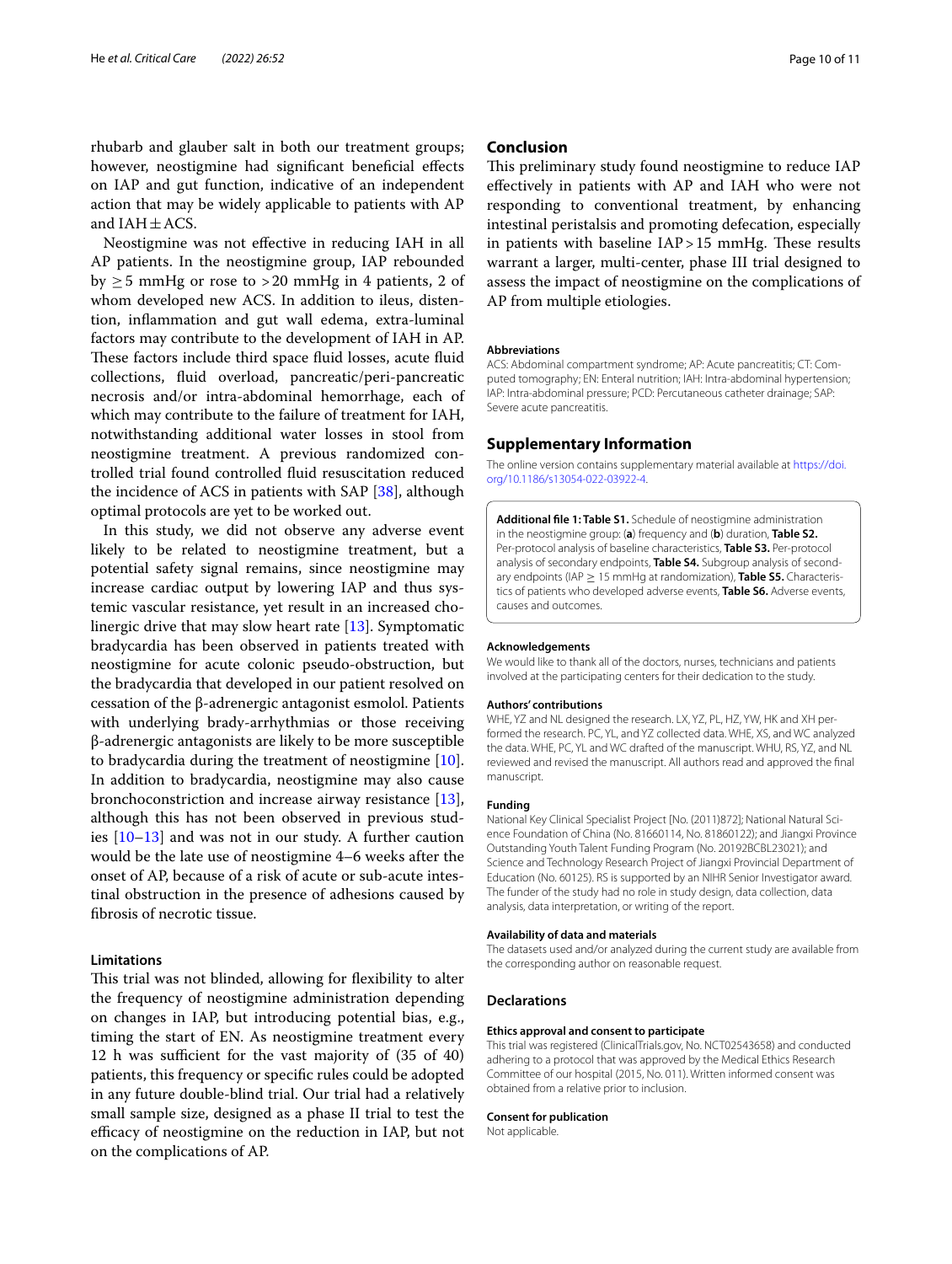rhubarb and glauber salt in both our treatment groups; however, neostigmine had significant beneficial effects on IAP and gut function, indicative of an independent action that may be widely applicable to patients with AP and IAH ± ACS.

Neostigmine was not effective in reducing IAH in all AP patients. In the neostigmine group, IAP rebounded by ≥ 5 mmHg or rose to > 20 mmHg in 4 patients, 2 of whom developed new ACS. In addition to ileus, distention, inflammation and gut wall edema, extra-luminal factors may contribute to the development of IAH in AP. These factors include third space fluid losses, acute fluid collections, fluid overload, pancreatic/peri-pancreatic necrosis and/or intra-abdominal hemorrhage, each of which may contribute to the failure of treatment for IAH, notwithstanding additional water losses in stool from neostigmine treatment. A previous randomized controlled trial found controlled fluid resuscitation reduced the incidence of ACS in patients with SAP [38], although optimal protocols are yet to be worked out.

In this study, we did not observe any adverse event likely to be related to neostigmine treatment, but a potential safety signal remains, since neostigmine may increase cardiac output by lowering IAP and thus systemic vascular resistance, yet result in an increased cholinergic drive that may slow heart rate [13]. Symptomatic bradycardia has been observed in patients treated with neostigmine for acute colonic pseudo-obstruction, but the bradycardia that developed in our patient resolved on cessation of the β-adrenergic antagonist esmolol. Patients with underlying brady-arrhythmias or those receiving β-adrenergic antagonists are likely to be more susceptible to bradycardia during the treatment of neostigmine [10]. In addition to bradycardia, neostigmine may also cause bronchoconstriction and increase airway resistance [13], although this has not been observed in previous studies [10–13] and was not in our study. A further caution would be the late use of neostigmine 4–6 weeks after the onset of AP, because of a risk of acute or sub-acute intestinal obstruction in the presence of adhesions caused by fibrosis of necrotic tissue.

### Limitations

This trial was not blinded, allowing for flexibility to alter the frequency of neostigmine administration depending on changes in IAP, but introducing potential bias, e.g., timing the start of EN. As neostigmine treatment every 12 h was sufficient for the vast majority of (35 of 40) patients, this frequency or specific rules could be adopted in any future double-blind trial. Our trial had a relatively small sample size, designed as a phase II trial to test the efficacy of neostigmine on the reduction in IAP, but not on the complications of AP.

## Conclusion

This preliminary study found neostigmine to reduce IAP effectively in patients with AP and IAH who were not responding to conventional treatment, by enhancing intestinal peristalsis and promoting defecation, especially in patients with baseline IAP > 15 mmHg. These results warrant a larger, multi-center, phase III trial designed to assess the impact of neostigmine on the complications of AP from multiple etiologies.

#### Abbreviations

ACS: Abdominal compartment syndrome; AP: Acute pancreatitis; CT: Computed tomography; EN: Enteral nutrition; IAH: Intra-abdominal hypertension; IAP: Intra-abdominal pressure; PCD: Percutaneous catheter drainage; SAP: Severe acute pancreatitis.

## Supplementary Information

The online version contains supplementary material available at https://doi.org/10.1186/s13054-022-03922-4.

**Additional file 1: Table S1.** Schedule of neostigmine administration in the neostigmine group: (**a**) frequency and (**b**) duration, **Table S2.** Per-protocol analysis of baseline characteristics, **Table S3.** Per-protocol analysis of secondary endpoints, **Table S4.** Subgroup analysis of secondary endpoints (IAP ≥ 15 mmHg at randomization), **Table S5.** Characteristics of patients who developed adverse events, **Table S6.** Adverse events, causes and outcomes.

#### Acknowledgements

We would like to thank all of the doctors, nurses, technicians and patients involved at the participating centers for their dedication to the study.

#### Authors' contributions

WHE, YZ and NL designed the research. LX, YZ, PL, HZ, YW, HK and XH performed the research. PC, YL, and YZ collected data. WHE, XS, and WC analyzed the data. WHE, PC, YL and WC drafted of the manuscript. WHU, RS, YZ, and NL reviewed and revised the manuscript. All authors read and approved the final manuscript.

#### Funding

National Key Clinical Specialist Project [No. (2011)872]; National Natural Science Foundation of China (No. 81660114, No. 81860122); and Jiangxi Province Outstanding Youth Talent Funding Program (No. 20192BCBL23021); and Science and Technology Research Project of Jiangxi Provincial Department of Education (No. 60125). RS is supported by an NIHR Senior Investigator Award. The funder of the study had no role in study design, data collection, data analysis, data interpretation, or writing of the report.

#### Availability of data and materials

The datasets used and/or analyzed during the current study are available from the corresponding author on reasonable request.

## Declarations

#### Ethics approval and consent to participate

This trial was registered (ClinicalTrials.gov, No. NCT02543658) and conducted adhering to a protocol that was approved by the Medical Ethics Research Committee of our hospital (2015, No. 011). Written informed consent was obtained from a relative prior to inclusion.

#### Consent for publication

Not applicable.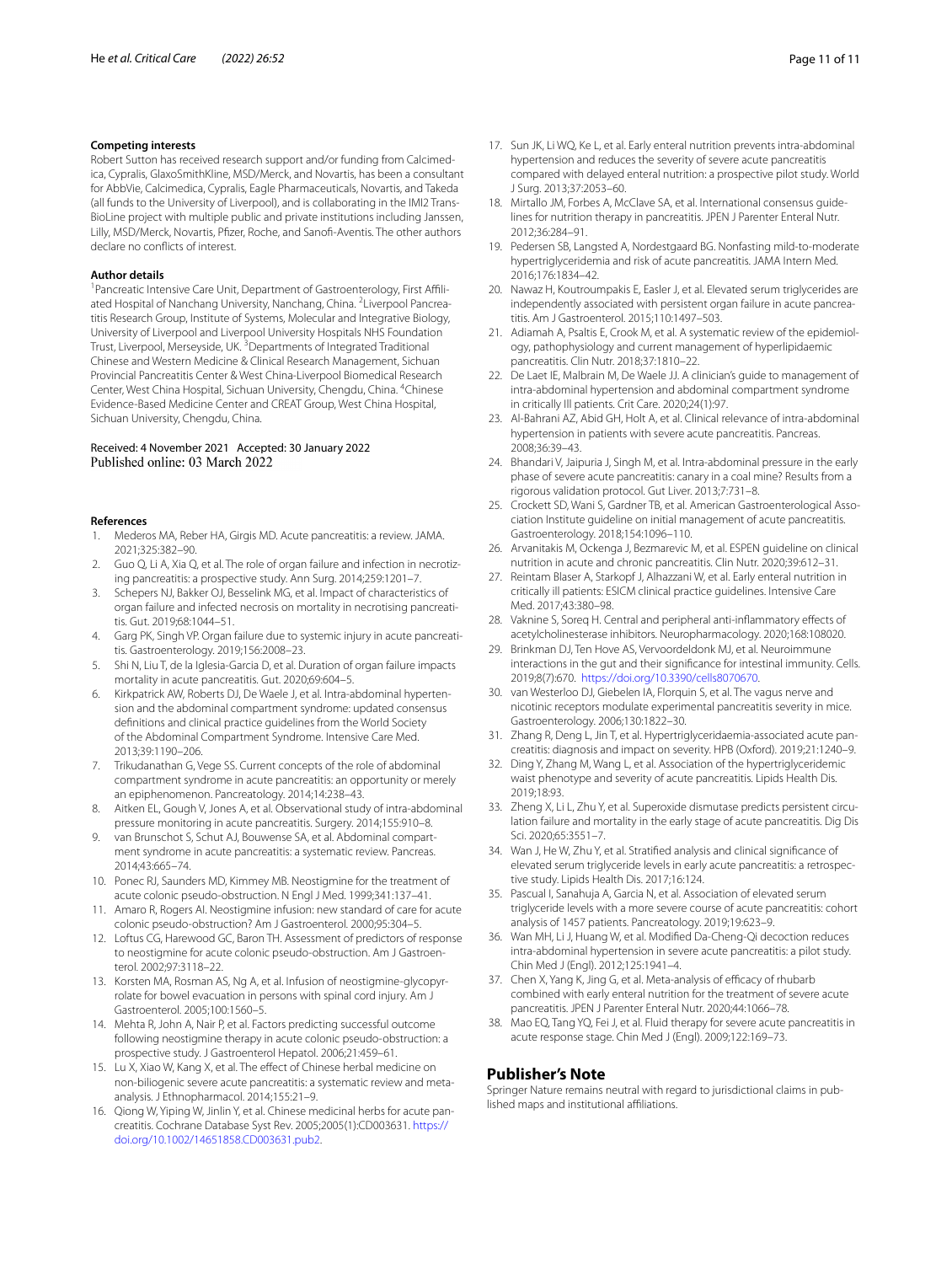### Competing interests

Robert Sutton has received research support and/or funding from Calcimedica, Cypralis, GlaxoSmithKline, MSD/Merck, and Novartis, has been a consultant for AbbVie, Calcimedica, Cypralis, Eagle Pharmaceuticals, Novartis, and Takeda (all funds to the University of Liverpool), and is collaborating in the IMI2 TransBioLine project with multiple public and private institutions including Janssen, Lilly, MSD/Merck, Novartis, Pfizer, Roche, and Sanofi-Aventis. The other authors declare no conflicts of interest.

### Author details

[1] Pancreatic Intensive Care Unit, Department of Gastroenterology, First Affiliated Hospital of Nanchang University, Nanchang, China. [2] Liverpool Pancreatitis Research Group, Institute of Systems, Molecular and Integrative Biology, University of Liverpool and Liverpool University Hospitals NHS Foundation Trust, Liverpool, Merseyside, UK. [3] Departments of Integrated Traditional Chinese and Western Medicine & Clinical Research Management, Sichuan Provincial Pancreatitis Center & West China-Liverpool Biomedical Research Center, West China Hospital, Sichuan University, Chengdu, China. [4] Chinese Evidence-Based Medicine Center and CREAT Group, West China Hospital, Sichuan University, Chengdu, China.

Received: 4 November 2021 Accepted: 30 January 2022
Published online: 03 March 2022

### References

1. Mederos MA, Reber HA, Girgis MD. Acute pancreatitis: a review. JAMA. 2021;325:382–90.
2. Guo Q, Li A, Xia Q, et al. The role of organ failure and infection in necrotizing pancreatitis: a prospective study. Ann Surg. 2014;259:1201–7.
3. Schepers NJ, Bakker OJ, Besselink MG, et al. Impact of characteristics of organ failure and infected necrosis on mortality in necrotising pancreatitis. Gut. 2019;68:1044–51.
4. Garg PK, Singh VP. Organ failure due to systemic injury in acute pancreatitis. Gastroenterology. 2019;156:2008–23.
5. Shi N, Liu T, de la Iglesia-Garcia D, et al. Duration of organ failure impacts mortality in acute pancreatitis. Gut. 2020;69:604–5.
6. Kirkpatrick AW, Roberts DJ, De Waele J, et al. Intra-abdominal hypertension and the abdominal compartment syndrome: updated consensus definitions and clinical practice guidelines from the World Society of the Abdominal Compartment Syndrome. Intensive Care Med. 2013;39:1190–206.
7. Trikudanathan G, Vege SS. Current concepts of the role of abdominal compartment syndrome in acute pancreatitis: an opportunity or merely an epiphenomenon. Pancreatology. 2014;14:238–43.
8. Aitken EL, Gough V, Jones A, et al. Observational study of intra-abdominal pressure monitoring in acute pancreatitis. Surgery. 2014;155:910–8.
9. van Brunschot S, Schut AJ, Bouwense SA, et al. Abdominal compartment syndrome in acute pancreatitis: a systematic review. Pancreas. 2014;43:665–74.
10. Ponec RJ, Saunders MD, Kimmey MB. Neostigmine for the treatment of acute colonic pseudo-obstruction. N Engl J Med. 1999;341:137–41.
11. Amaro R, Rogers AI. Neostigmine infusion: new standard of care for acute colonic pseudo-obstruction? Am J Gastroenterol. 2000;95:304–5.
12. Loftus CG, Harewood GC, Baron TH. Assessment of predictors of response to neostigmine for acute colonic pseudo-obstruction. Am J Gastroenterol. 2002;97:3118–22.
13. Korsten MA, Rosman AS, Ng A, et al. Infusion of neostigmine-glycopyrrolate for bowel evacuation in persons with spinal cord injury. Am J Gastroenterol. 2005;100:1560–5.
14. Mehta R, John A, Nair P, et al. Factors predicting successful outcome following neostigmine therapy in acute colonic pseudo-obstruction: a prospective study. J Gastroenterol Hepatol. 2006;21:459–61.
15. Lu X, Xiao W, Kang X, et al. The effect of Chinese herbal medicine on non-biliogenic severe acute pancreatitis: a systematic review and meta-analysis. J Ethnopharmacol. 2014;155:21–9.
16. Qiong W, Yiping W, Jinlin Y, et al. Chinese medicinal herbs for acute pancreatitis. Cochrane Database Syst Rev. 2005;2005(1):CD003631. https://doi.org/10.1002/14651858.CD003631.pub2.
17. Sun JK, Li WQ, Ke L, et al. Early enteral nutrition prevents intra-abdominal hypertension and reduces the severity of severe acute pancreatitis compared with delayed enteral nutrition: a prospective pilot study. World J Surg. 2013;37:2053–60.
18. Mirtallo JM, Forbes A, McClave SA, et al. International consensus guidelines for nutrition therapy in pancreatitis. JPEN J Parenter Enteral Nutr. 2012;36:284–91.
19. Pedersen SB, Langsted A, Nordestgaard BG. Nonfasting mild-to-moderate hypertriglyceridemia and risk of acute pancreatitis. JAMA Intern Med. 2016;176:1834–42.
20. Nawaz H, Koutroumpakis E, Easler J, et al. Elevated serum triglycerides are independently associated with persistent organ failure in acute pancreatitis. Am J Gastroenterol. 2015;110:1497–503.
21. Adiamah A, Psaltis E, Crook M, et al. A systematic review of the epidemiology, pathophysiology and current management of hyperlipidaemic pancreatitis. Clin Nutr. 2018;37:1810–22.
22. De Laet IE, Malbrain M, De Waele JJ. A clinician's guide to management of intra-abdominal hypertension and abdominal compartment syndrome in critically Ill patients. Crit Care. 2020;24(1):97.
23. Al-Bahrani AZ, Abid GH, Holt A, et al. Clinical relevance of intra-abdominal hypertension in patients with severe acute pancreatitis. Pancreas. 2008;36:39–43.
24. Bhandari V, Jaipuria J, Singh M, et al. Intra-abdominal pressure in the early phase of severe acute pancreatitis: canary in a coal mine? Results from a rigorous validation protocol. Gut Liver. 2013;7:731–8.
25. Crockett SD, Wani S, Gardner TB, et al. American Gastroenterological Association Institute guideline on initial management of acute pancreatitis. Gastroenterology. 2018;154:1096–110.
26. Arvanitakis M, Ockenga J, Bezmarevic M, et al. ESPEN guideline on clinical nutrition in acute and chronic pancreatitis. Clin Nutr. 2020;39:612–31.
27. Reintam Blaser A, Starkopf J, Alhazzani W, et al. Early enteral nutrition in critically ill patients: ESICM clinical practice guidelines. Intensive Care Med. 2017;43:380–98.
28. Vaknine S, Soreq H. Central and peripheral anti-inflammatory effects of acetylcholinesterase inhibitors. Neuropharmacology. 2020;168:108020.
29. Brinkman DJ, Ten Hove AS, Vervoordeldonk MJ, et al. Neuroimmune interactions in the gut and their significance for intestinal immunity. Cells. 2019;8(7):670. https://doi.org/10.3390/cells8070670.
30. van Westerloo DJ, Giebelen IA, Florquin S, et al. The vagus nerve and nicotinic receptors modulate experimental pancreatitis severity in mice. Gastroenterology. 2006;130:1822–30.
31. Zhang R, Deng L, Jin T, et al. Hypertriglyceridaemia-associated acute pancreatitis: diagnosis and impact on severity. HPB (Oxford). 2019;21:1240–9.
32. Ding Y, Zhang M, Wang L, et al. Association of the hypertriglyceridemic waist phenotype and severity of acute pancreatitis. Lipids Health Dis. 2019;18:93.
33. Zheng X, Li L, Zhu Y, et al. Superoxide dismutase predicts persistent circulation failure and mortality in the early stage of acute pancreatitis. Dig Dis Sci. 2020;65:3551–7.
34. Wan J, He W, Zhu Y, et al. Stratified analysis and clinical significance of elevated serum triglyceride levels in early acute pancreatitis: a retrospective study. Lipids Health Dis. 2017;16:124.
35. Pascual I, Sanahuja A, Garcia N, et al. Association of elevated serum triglyceride levels with a more severe course of acute pancreatitis: cohort analysis of 1457 patients. Pancreatology. 2019;19:623–9.
36. Wan MH, Li J, Huang W, et al. Modified Da-Cheng-Qi decoction reduces intra-abdominal hypertension in severe acute pancreatitis: a pilot study. Chin Med J (Engl). 2012;125:1941–4.
37. Chen X, Yang K, Jing G, et al. Meta-analysis of efficacy of rhubarb combined with early enteral nutrition for the treatment of severe acute pancreatitis. JPEN J Parenter Enteral Nutr. 2020;44:1066–78.
38. Mao EQ, Tang YQ, Fei J, et al. Fluid therapy for severe acute pancreatitis in acute response stage. Chin Med J (Engl). 2009;122:169–73.

## Publisher's Note

Springer Nature remains neutral with regard to jurisdictional claims in published maps and institutional affiliations.